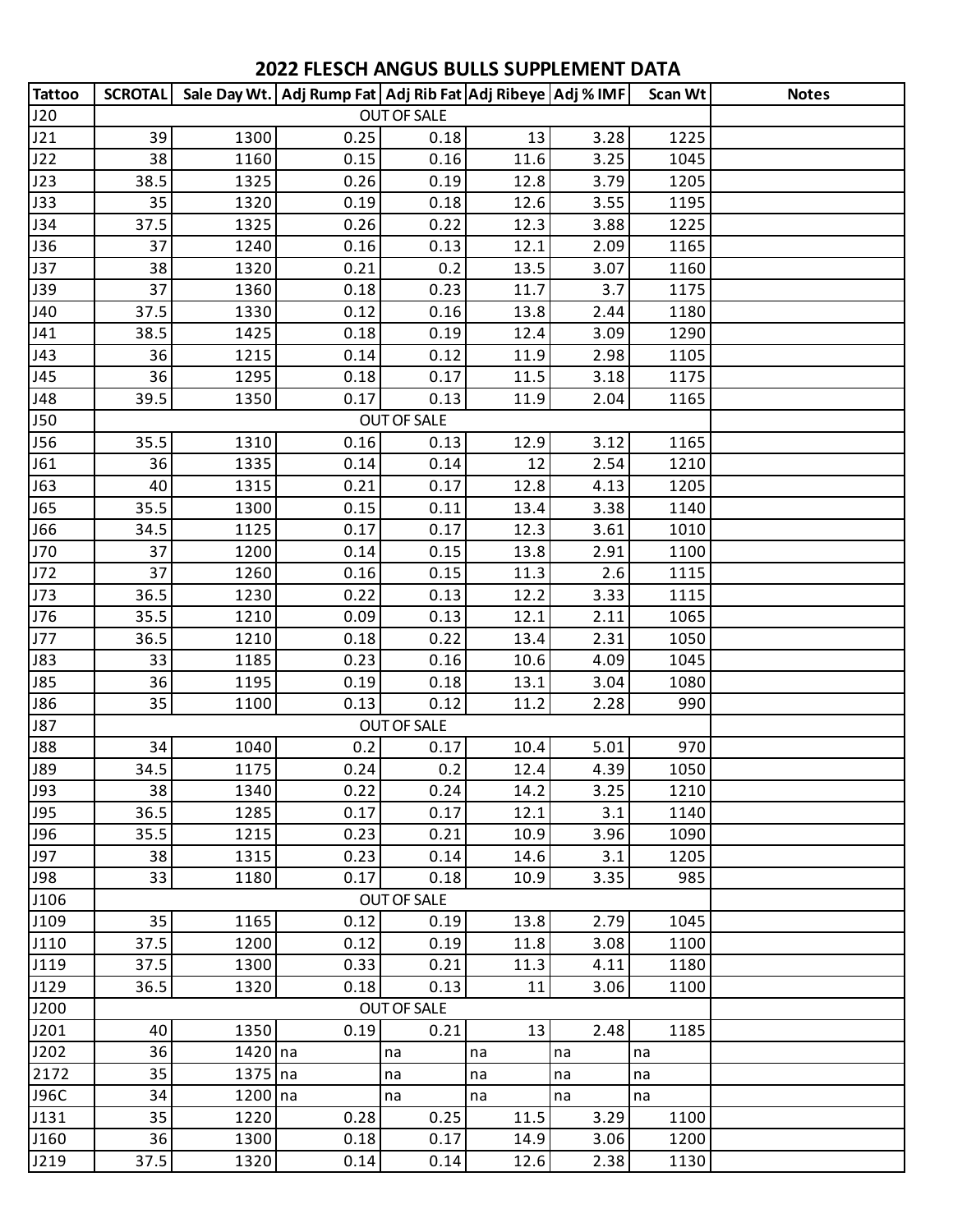# 2022 FLESCH ANGUS BULLS SUPPLEMENT DATA

| Tattoo | SCROTAL | Sale Day Wt. | Adj Rump Fat | Adj Rib Fat | Adj Ribeye | Adj % IMF | Scan Wt | Notes |
|---|---|---|---|---|---|---|---|---|
| J20 | | | | OUT OF SALE | | | | |
| J21 | 39 | 1300 | 0.25 | 0.18 | 13 | 3.28 | 1225 | |
| J22 | 38 | 1160 | 0.15 | 0.16 | 11.6 | 3.25 | 1045 | |
| J23 | 38.5 | 1325 | 0.26 | 0.19 | 12.8 | 3.79 | 1205 | |
| J33 | 35 | 1320 | 0.19 | 0.18 | 12.6 | 3.55 | 1195 | |
| J34 | 37.5 | 1325 | 0.26 | 0.22 | 12.3 | 3.88 | 1225 | |
| J36 | 37 | 1240 | 0.16 | 0.13 | 12.1 | 2.09 | 1165 | |
| J37 | 38 | 1320 | 0.21 | 0.2 | 13.5 | 3.07 | 1160 | |
| J39 | 37 | 1360 | 0.18 | 0.23 | 11.7 | 3.7 | 1175 | |
| J40 | 37.5 | 1330 | 0.12 | 0.16 | 13.8 | 2.44 | 1180 | |
| J41 | 38.5 | 1425 | 0.18 | 0.19 | 12.4 | 3.09 | 1290 | |
| J43 | 36 | 1215 | 0.14 | 0.12 | 11.9 | 2.98 | 1105 | |
| J45 | 36 | 1295 | 0.18 | 0.17 | 11.5 | 3.18 | 1175 | |
| J48 | 39.5 | 1350 | 0.17 | 0.13 | 11.9 | 2.04 | 1165 | |
| J50 | | | | OUT OF SALE | | | | |
| J56 | 35.5 | 1310 | 0.16 | 0.13 | 12.9 | 3.12 | 1165 | |
| J61 | 36 | 1335 | 0.14 | 0.14 | 12 | 2.54 | 1210 | |
| J63 | 40 | 1315 | 0.21 | 0.17 | 12.8 | 4.13 | 1205 | |
| J65 | 35.5 | 1300 | 0.15 | 0.11 | 13.4 | 3.38 | 1140 | |
| J66 | 34.5 | 1125 | 0.17 | 0.17 | 12.3 | 3.61 | 1010 | |
| J70 | 37 | 1200 | 0.14 | 0.15 | 13.8 | 2.91 | 1100 | |
| J72 | 37 | 1260 | 0.16 | 0.15 | 11.3 | 2.6 | 1115 | |
| J73 | 36.5 | 1230 | 0.22 | 0.13 | 12.2 | 3.33 | 1115 | |
| J76 | 35.5 | 1210 | 0.09 | 0.13 | 12.1 | 2.11 | 1065 | |
| J77 | 36.5 | 1210 | 0.18 | 0.22 | 13.4 | 2.31 | 1050 | |
| J83 | 33 | 1185 | 0.23 | 0.16 | 10.6 | 4.09 | 1045 | |
| J85 | 36 | 1195 | 0.19 | 0.18 | 13.1 | 3.04 | 1080 | |
| J86 | 35 | 1100 | 0.13 | 0.12 | 11.2 | 2.28 | 990 | |
| J87 | | | | OUT OF SALE | | | | |
| J88 | 34 | 1040 | 0.2 | 0.17 | 10.4 | 5.01 | 970 | |
| J89 | 34.5 | 1175 | 0.24 | 0.2 | 12.4 | 4.39 | 1050 | |
| J93 | 38 | 1340 | 0.22 | 0.24 | 14.2 | 3.25 | 1210 | |
| J95 | 36.5 | 1285 | 0.17 | 0.17 | 12.1 | 3.1 | 1140 | |
| J96 | 35.5 | 1215 | 0.23 | 0.21 | 10.9 | 3.96 | 1090 | |
| J97 | 38 | 1315 | 0.23 | 0.14 | 14.6 | 3.1 | 1205 | |
| J98 | 33 | 1180 | 0.17 | 0.18 | 10.9 | 3.35 | 985 | |
| J106 | | | | OUT OF SALE | | | | |
| J109 | 35 | 1165 | 0.12 | 0.19 | 13.8 | 2.79 | 1045 | |
| J110 | 37.5 | 1200 | 0.12 | 0.19 | 11.8 | 3.08 | 1100 | |
| J119 | 37.5 | 1300 | 0.33 | 0.21 | 11.3 | 4.11 | 1180 | |
| J129 | 36.5 | 1320 | 0.18 | 0.13 | 11 | 3.06 | 1100 | |
| J200 | | | | OUT OF SALE | | | | |
| J201 | 40 | 1350 | 0.19 | 0.21 | 13 | 2.48 | 1185 | |
| J202 | 36 | 1420 | na | na | na | na | na | |
| 2172 | 35 | 1375 | na | na | na | na | na | |
| J96C | 34 | 1200 | na | na | na | na | na | |
| J131 | 35 | 1220 | 0.28 | 0.25 | 11.5 | 3.29 | 1100 | |
| J160 | 36 | 1300 | 0.18 | 0.17 | 14.9 | 3.06 | 1200 | |
| J219 | 37.5 | 1320 | 0.14 | 0.14 | 12.6 | 2.38 | 1130 | |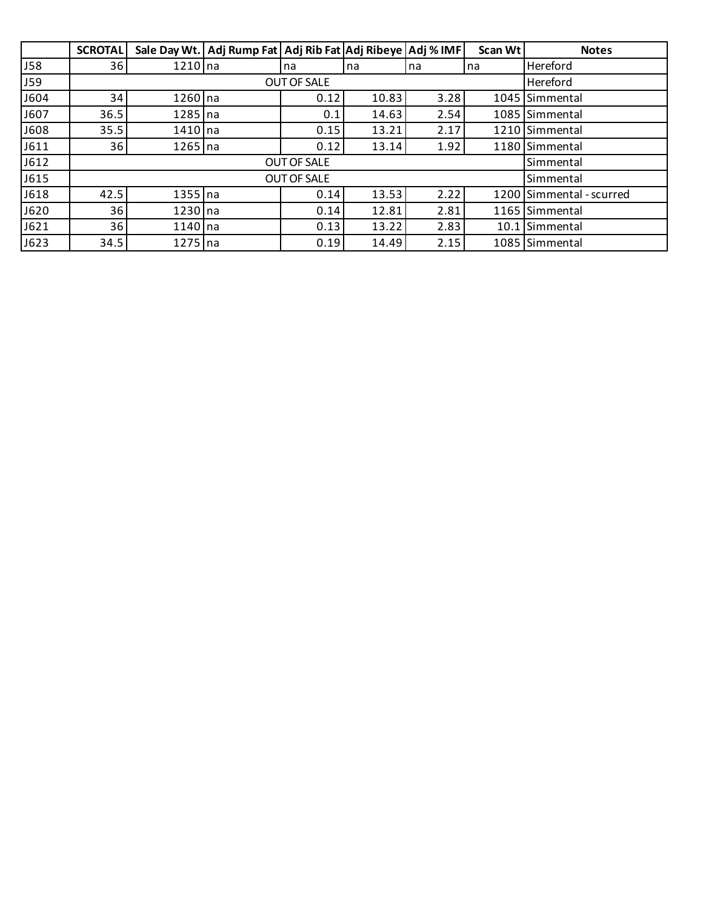| | SCROTAL | Sale Day Wt. | Adj Rump Fat | Adj Rib Fat | Adj Ribeye | Adj % IMF | Scan Wt | Notes |
|---|---|---|---|---|---|---|---|---|
| J58 | 36 | 1210 | na | na | na | na | na | Hereford |
| J59 | OUT OF SALE | | | | | | | Hereford |
| J604 | 34 | 1260 | na | 0.12 | 10.83 | 3.28 | 1045 | Simmental |
| J607 | 36.5 | 1285 | na | 0.1 | 14.63 | 2.54 | 1085 | Simmental |
| J608 | 35.5 | 1410 | na | 0.15 | 13.21 | 2.17 | 1210 | Simmental |
| J611 | 36 | 1265 | na | 0.12 | 13.14 | 1.92 | 1180 | Simmental |
| J612 | OUT OF SALE | | | | | | | Simmental |
| J615 | OUT OF SALE | | | | | | | Simmental |
| J618 | 42.5 | 1355 | na | 0.14 | 13.53 | 2.22 | 1200 | Simmental - scurred |
| J620 | 36 | 1230 | na | 0.14 | 12.81 | 2.81 | 1165 | Simmental |
| J621 | 36 | 1140 | na | 0.13 | 13.22 | 2.83 | 10.1 | Simmental |
| J623 | 34.5 | 1275 | na | 0.19 | 14.49 | 2.15 | 1085 | Simmental |